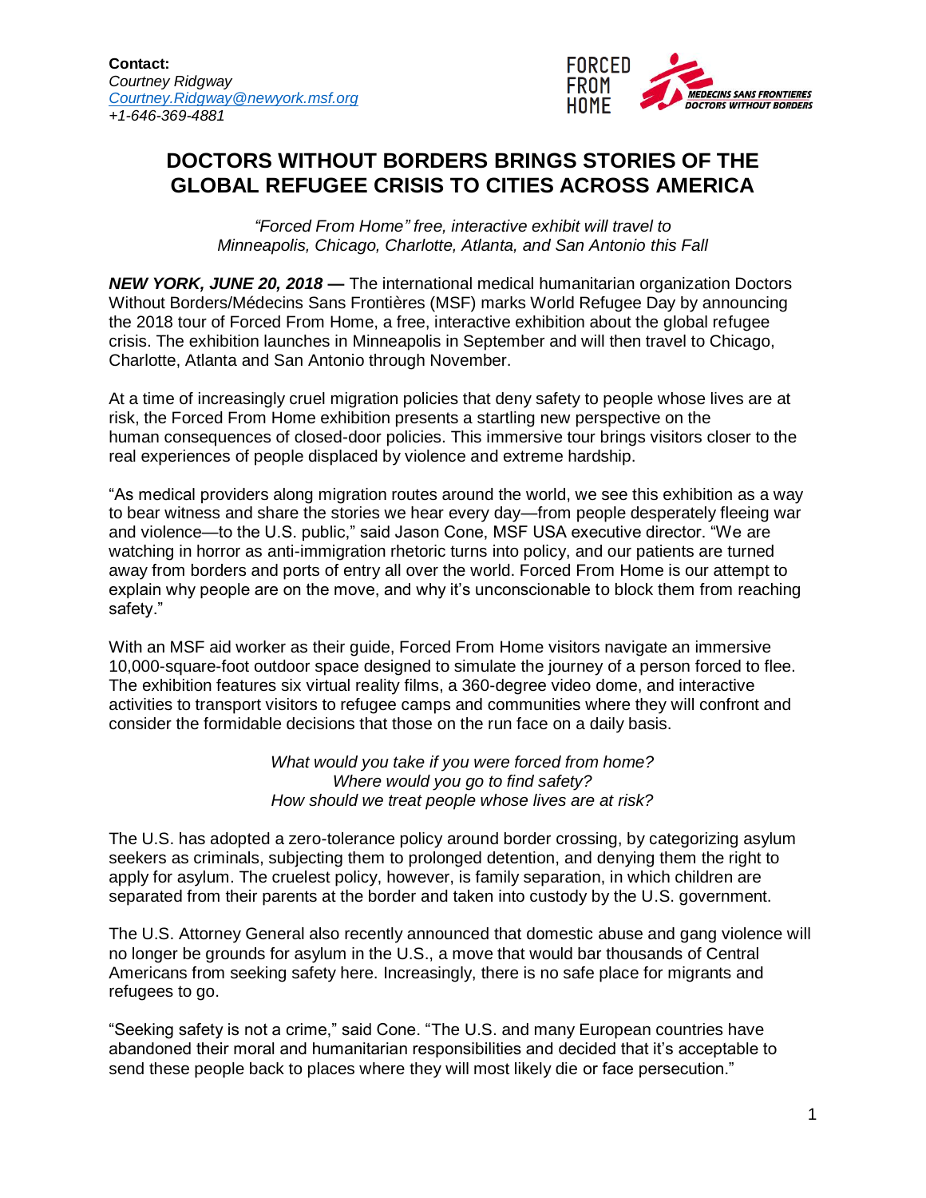**Contact:**
*Courtney Ridgway*
*[Courtney.Ridgway@newyork.msf.org](mailto:Courtney.Ridgway@newyork.msf.org)*
*+1-646-369-4881*

FORCED FROM HOME

MEDECINS SANS FRONTIERES
DOCTORS WITHOUT BORDERS

# DOCTORS WITHOUT BORDERS BRINGS STORIES OF THE GLOBAL REFUGEE CRISIS TO CITIES ACROSS AMERICA

*"Forced From Home" free, interactive exhibit will travel to Minneapolis, Chicago, Charlotte, Atlanta, and San Antonio this Fall*

***NEW YORK, JUNE 20, 2018 —*** The international medical humanitarian organization Doctors Without Borders/Médecins Sans Frontières (MSF) marks World Refugee Day by announcing the 2018 tour of Forced From Home, a free, interactive exhibition about the global refugee crisis. The exhibition launches in Minneapolis in September and will then travel to Chicago, Charlotte, Atlanta and San Antonio through November.

At a time of increasingly cruel migration policies that deny safety to people whose lives are at risk, the Forced From Home exhibition presents a startling new perspective on the human consequences of closed-door policies. This immersive tour brings visitors closer to the real experiences of people displaced by violence and extreme hardship.

"As medical providers along migration routes around the world, we see this exhibition as a way to bear witness and share the stories we hear every day—from people desperately fleeing war and violence—to the U.S. public," said Jason Cone, MSF USA executive director. "We are watching in horror as anti-immigration rhetoric turns into policy, and our patients are turned away from borders and ports of entry all over the world. Forced From Home is our attempt to explain why people are on the move, and why it's unconscionable to block them from reaching safety."

With an MSF aid worker as their guide, Forced From Home visitors navigate an immersive 10,000-square-foot outdoor space designed to simulate the journey of a person forced to flee. The exhibition features six virtual reality films, a 360-degree video dome, and interactive activities to transport visitors to refugee camps and communities where they will confront and consider the formidable decisions that those on the run face on a daily basis.

*What would you take if you were forced from home?*
*Where would you go to find safety?*
*How should we treat people whose lives are at risk?*

The U.S. has adopted a zero-tolerance policy around border crossing, by categorizing asylum seekers as criminals, subjecting them to prolonged detention, and denying them the right to apply for asylum. The cruelest policy, however, is family separation, in which children are separated from their parents at the border and taken into custody by the U.S. government.

The U.S. Attorney General also recently announced that domestic abuse and gang violence will no longer be grounds for asylum in the U.S., a move that would bar thousands of Central Americans from seeking safety here. Increasingly, there is no safe place for migrants and refugees to go.

"Seeking safety is not a crime," said Cone. "The U.S. and many European countries have abandoned their moral and humanitarian responsibilities and decided that it's acceptable to send these people back to places where they will most likely die or face persecution."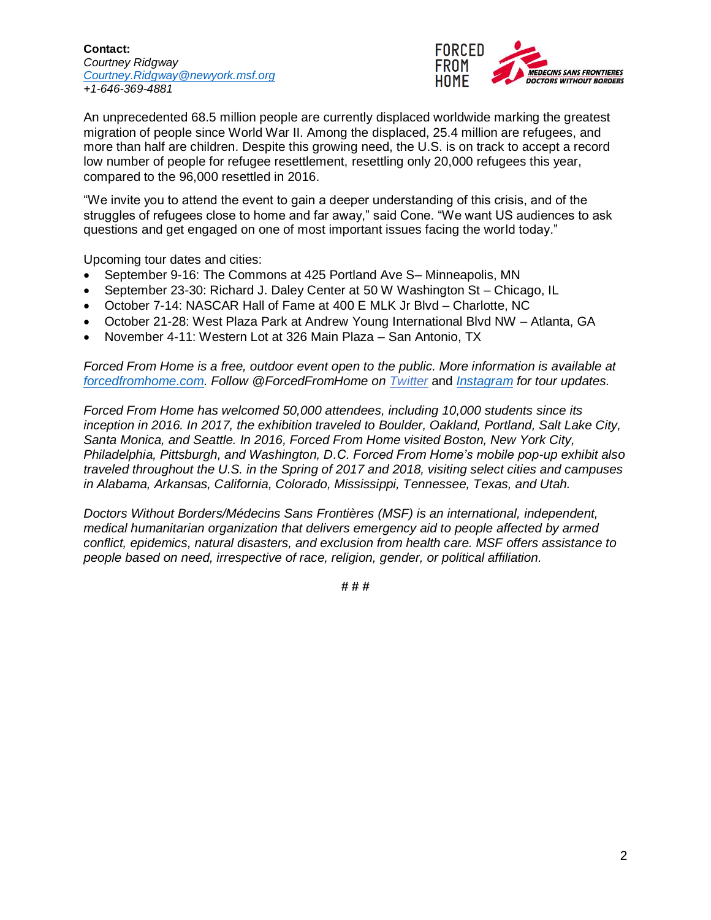**Contact:**
*Courtney Ridgway*
*[Courtney.Ridgway@newyork.msf.org](mailto:Courtney.Ridgway@newyork.msf.org)*
*+1-646-369-4881*

FORCED FROM HOME

MEDECINS SANS FRONTIERES
DOCTORS WITHOUT BORDERS

An unprecedented 68.5 million people are currently displaced worldwide marking the greatest migration of people since World War II. Among the displaced, 25.4 million are refugees, and more than half are children. Despite this growing need, the U.S. is on track to accept a record low number of people for refugee resettlement, resettling only 20,000 refugees this year, compared to the 96,000 resettled in 2016.

"We invite you to attend the event to gain a deeper understanding of this crisis, and of the struggles of refugees close to home and far away," said Cone. "We want US audiences to ask questions and get engaged on one of most important issues facing the world today."

Upcoming tour dates and cities:

- September 9-16: The Commons at 425 Portland Ave S– Minneapolis, MN
- September 23-30: Richard J. Daley Center at 50 W Washington St – Chicago, IL
- October 7-14: NASCAR Hall of Fame at 400 E MLK Jr Blvd – Charlotte, NC
- October 21-28: West Plaza Park at Andrew Young International Blvd NW – Atlanta, GA
- November 4-11: Western Lot at 326 Main Plaza – San Antonio, TX

*Forced From Home is a free, outdoor event open to the public. More information is available at [forcedfromhome.com](http://forcedfromhome.com). Follow @ForcedFromHome on [Twitter](#) and [Instagram](#) for tour updates.*

*Forced From Home has welcomed 50,000 attendees, including 10,000 students since its inception in 2016. In 2017, the exhibition traveled to Boulder, Oakland, Portland, Salt Lake City, Santa Monica, and Seattle. In 2016, Forced From Home visited Boston, New York City, Philadelphia, Pittsburgh, and Washington, D.C. Forced From Home's mobile pop-up exhibit also traveled throughout the U.S. in the Spring of 2017 and 2018, visiting select cities and campuses in Alabama, Arkansas, California, Colorado, Mississippi, Tennessee, Texas, and Utah.*

*Doctors Without Borders/Médecins Sans Frontières (MSF) is an international, independent, medical humanitarian organization that delivers emergency aid to people affected by armed conflict, epidemics, natural disasters, and exclusion from health care. MSF offers assistance to people based on need, irrespective of race, religion, gender, or political affiliation.*

# # #